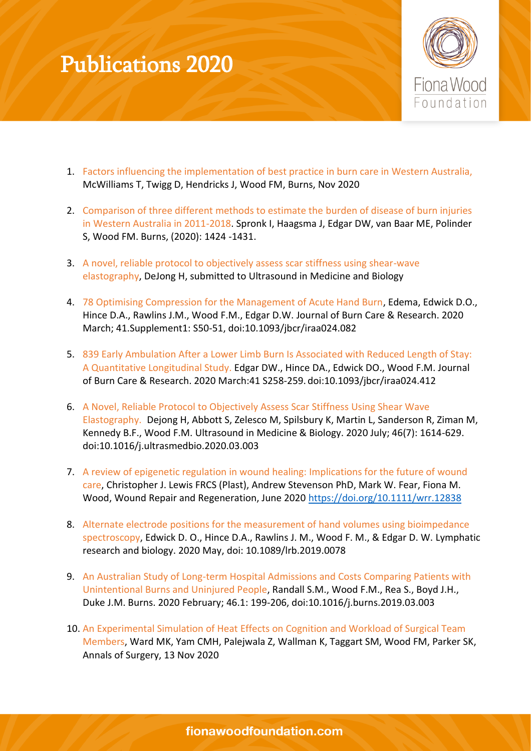# Publications 2020

1. Factors influencing the implementation of best practice in burn care in Western Australia, McWilliams T, Twigg D, Hendricks J, Wood FM, Burns, Nov 2020

2. Comparison of three different methods to estimate the burden of disease of burn injuries in Western Australia in 2011-2018. Spronk I, Haagsma J, Edgar DW, van Baar ME, Polinder S, Wood FM. Burns, (2020): 1424 -1431.

3. A novel, reliable protocol to objectively assess scar stiffness using shear-wave elastography, DeJong H, submitted to Ultrasound in Medicine and Biology

4. 78 Optimising Compression for the Management of Acute Hand Burn, Edema, Edwick D.O., Hince D.A., Rawlins J.M., Wood F.M., Edgar D.W. Journal of Burn Care & Research. 2020 March; 41.Supplement1: S50-51, doi:10.1093/jbcr/iraa024.082

5. 839 Early Ambulation After a Lower Limb Burn Is Associated with Reduced Length of Stay: A Quantitative Longitudinal Study. Edgar DW., Hince DA., Edwick DO., Wood F.M. Journal of Burn Care & Research. 2020 March:41 S258-259. doi:10.1093/jbcr/iraa024.412

6. A Novel, Reliable Protocol to Objectively Assess Scar Stiffness Using Shear Wave Elastography. Dejong H, Abbott S, Zelesco M, Spilsbury K, Martin L, Sanderson R, Ziman M, Kennedy B.F., Wood F.M. Ultrasound in Medicine & Biology. 2020 July; 46(7): 1614-629. doi:10.1016/j.ultrasmedbio.2020.03.003

7. A review of epigenetic regulation in wound healing: Implications for the future of wound care, Christopher J. Lewis FRCS (Plast), Andrew Stevenson PhD, Mark W. Fear, Fiona M. Wood, Wound Repair and Regeneration, June 2020 https://doi.org/10.1111/wrr.12838

8. Alternate electrode positions for the measurement of hand volumes using bioimpedance spectroscopy, Edwick D. O., Hince D.A., Rawlins J. M., Wood F. M., & Edgar D. W. Lymphatic research and biology. 2020 May, doi: 10.1089/lrb.2019.0078

9. An Australian Study of Long-term Hospital Admissions and Costs Comparing Patients with Unintentional Burns and Uninjured People, Randall S.M., Wood F.M., Rea S., Boyd J.H., Duke J.M. Burns. 2020 February; 46.1: 199-206, doi:10.1016/j.burns.2019.03.003

10. An Experimental Simulation of Heat Effects on Cognition and Workload of Surgical Team Members, Ward MK, Yam CMH, Palejwala Z, Wallman K, Taggart SM, Wood FM, Parker SK, Annals of Surgery, 13 Nov 2020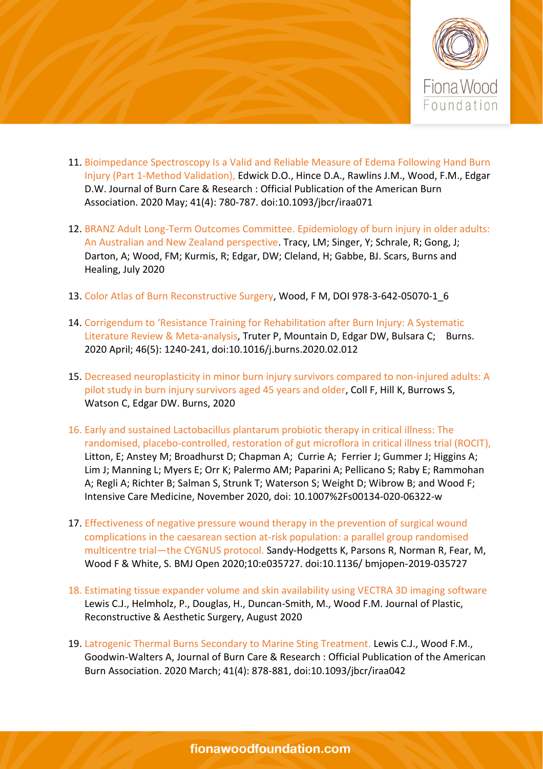11. Bioimpedance Spectroscopy Is a Valid and Reliable Measure of Edema Following Hand Burn Injury (Part 1-Method Validation), Edwick D.O., Hince D.A., Rawlins J.M., Wood, F.M., Edgar D.W. Journal of Burn Care & Research : Official Publication of the American Burn Association. 2020 May; 41(4): 780-787. doi:10.1093/jbcr/iraa071

12. BRANZ Adult Long-Term Outcomes Committee. Epidemiology of burn injury in older adults: An Australian and New Zealand perspective. Tracy, LM; Singer, Y; Schrale, R; Gong, J; Darton, A; Wood, FM; Kurmis, R; Edgar, DW; Cleland, H; Gabbe, BJ. Scars, Burns and Healing, July 2020

13. Color Atlas of Burn Reconstructive Surgery, Wood, F M, DOI 978-3-642-05070-1_6

14. Corrigendum to 'Resistance Training for Rehabilitation after Burn Injury: A Systematic Literature Review & Meta-analysis, Truter P, Mountain D, Edgar DW, Bulsara C; Burns. 2020 April; 46(5): 1240-241, doi:10.1016/j.burns.2020.02.012

15. Decreased neuroplasticity in minor burn injury survivors compared to non-injured adults: A pilot study in burn injury survivors aged 45 years and older, Coll F, Hill K, Burrows S, Watson C, Edgar DW. Burns, 2020

16. Early and sustained Lactobacillus plantarum probiotic therapy in critical illness: The randomised, placebo-controlled, restoration of gut microflora in critical illness trial (ROCIT), Litton, E; Anstey M; Broadhurst D; Chapman A; Currie A; Ferrier J; Gummer J; Higgins A; Lim J; Manning L; Myers E; Orr K; Palermo AM; Paparini A; Pellicano S; Raby E; Rammohan A; Regli A; Richter B; Salman S, Strunk T; Waterson S; Weight D; Wibrow B; and Wood F; Intensive Care Medicine, November 2020, doi: 10.1007%2Fs00134-020-06322-w

17. Effectiveness of negative pressure wound therapy in the prevention of surgical wound complications in the caesarean section at-risk population: a parallel group randomised multicentre trial—the CYGNUS protocol. Sandy-Hodgetts K, Parsons R, Norman R, Fear, M, Wood F & White, S. BMJ Open 2020;10:e035727. doi:10.1136/ bmjopen-2019-035727

18. Estimating tissue expander volume and skin availability using VECTRA 3D imaging software Lewis C.J., Helmholz, P., Douglas, H., Duncan-Smith, M., Wood F.M. Journal of Plastic, Reconstructive & Aesthetic Surgery, August 2020

19. Latrogenic Thermal Burns Secondary to Marine Sting Treatment. Lewis C.J., Wood F.M., Goodwin-Walters A, Journal of Burn Care & Research : Official Publication of the American Burn Association. 2020 March; 41(4): 878-881, doi:10.1093/jbcr/iraa042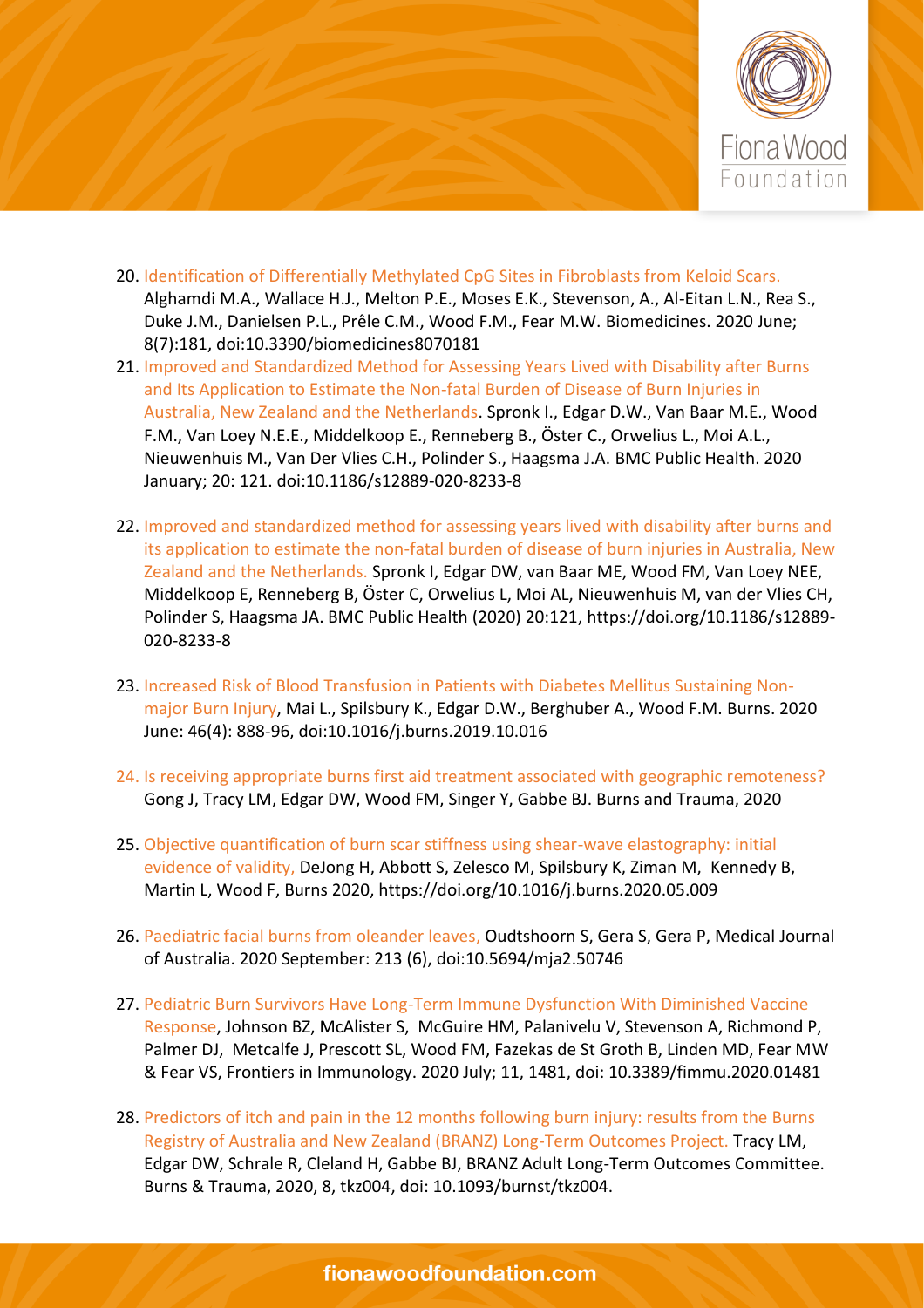20. Identification of Differentially Methylated CpG Sites in Fibroblasts from Keloid Scars. Alghamdi M.A., Wallace H.J., Melton P.E., Moses E.K., Stevenson, A., Al-Eitan L.N., Rea S., Duke J.M., Danielsen P.L., Prêle C.M., Wood F.M., Fear M.W. Biomedicines. 2020 June; 8(7):181, doi:10.3390/biomedicines8070181
21. Improved and Standardized Method for Assessing Years Lived with Disability after Burns and Its Application to Estimate the Non-fatal Burden of Disease of Burn Injuries in Australia, New Zealand and the Netherlands. Spronk I., Edgar D.W., Van Baar M.E., Wood F.M., Van Loey N.E.E., Middelkoop E., Renneberg B., Öster C., Orwelius L., Moi A.L., Nieuwenhuis M., Van Der Vlies C.H., Polinder S., Haagsma J.A. BMC Public Health. 2020 January; 20: 121. doi:10.1186/s12889-020-8233-8
22. Improved and standardized method for assessing years lived with disability after burns and its application to estimate the non-fatal burden of disease of burn injuries in Australia, New Zealand and the Netherlands. Spronk I, Edgar DW, van Baar ME, Wood FM, Van Loey NEE, Middelkoop E, Renneberg B, Öster C, Orwelius L, Moi AL, Nieuwenhuis M, van der Vlies CH, Polinder S, Haagsma JA. BMC Public Health (2020) 20:121, https://doi.org/10.1186/s12889-020-8233-8
23. Increased Risk of Blood Transfusion in Patients with Diabetes Mellitus Sustaining Non-major Burn Injury, Mai L., Spilsbury K., Edgar D.W., Berghuber A., Wood F.M. Burns. 2020 June: 46(4): 888-96, doi:10.1016/j.burns.2019.10.016
24. Is receiving appropriate burns first aid treatment associated with geographic remoteness? Gong J, Tracy LM, Edgar DW, Wood FM, Singer Y, Gabbe BJ. Burns and Trauma, 2020
25. Objective quantification of burn scar stiffness using shear-wave elastography: initial evidence of validity, DeJong H, Abbott S, Zelesco M, Spilsbury K, Ziman M, Kennedy B, Martin L, Wood F, Burns 2020, https://doi.org/10.1016/j.burns.2020.05.009
26. Paediatric facial burns from oleander leaves, Oudtshoorn S, Gera S, Gera P, Medical Journal of Australia. 2020 September: 213 (6), doi:10.5694/mja2.50746
27. Pediatric Burn Survivors Have Long-Term Immune Dysfunction With Diminished Vaccine Response, Johnson BZ, McAlister S, McGuire HM, Palanivelu V, Stevenson A, Richmond P, Palmer DJ, Metcalfe J, Prescott SL, Wood FM, Fazekas de St Groth B, Linden MD, Fear MW & Fear VS, Frontiers in Immunology. 2020 July; 11, 1481, doi: 10.3389/fimmu.2020.01481
28. Predictors of itch and pain in the 12 months following burn injury: results from the Burns Registry of Australia and New Zealand (BRANZ) Long-Term Outcomes Project. Tracy LM, Edgar DW, Schrale R, Cleland H, Gabbe BJ, BRANZ Adult Long-Term Outcomes Committee. Burns & Trauma, 2020, 8, tkz004, doi: 10.1093/burnst/tkz004.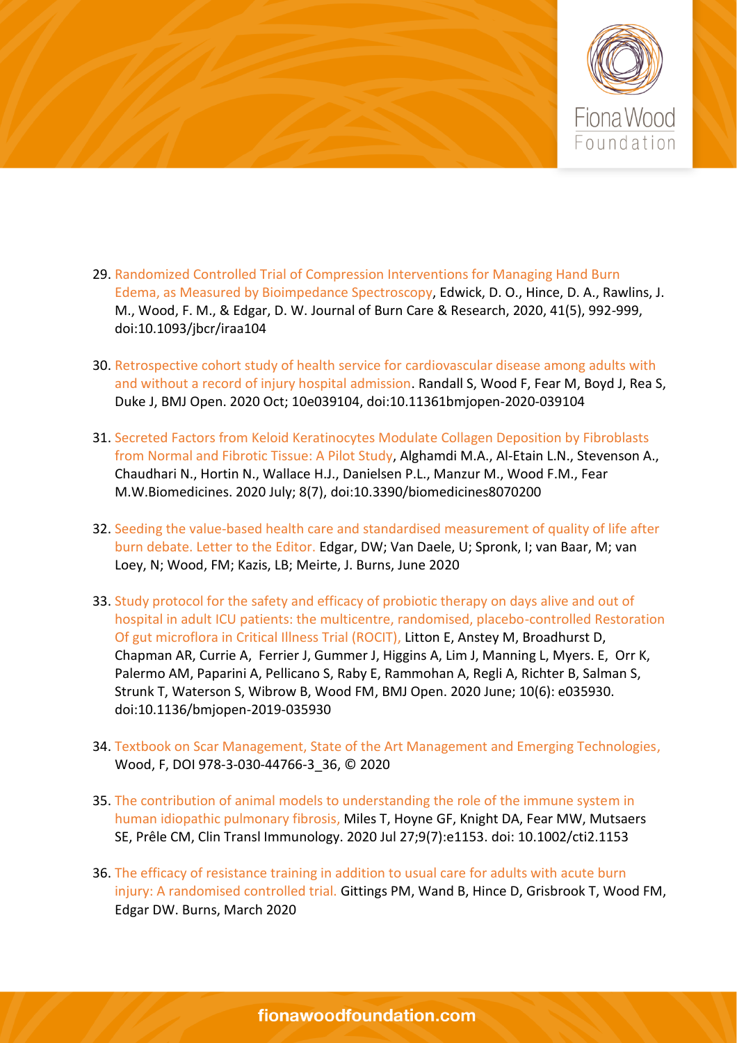29. Randomized Controlled Trial of Compression Interventions for Managing Hand Burn Edema, as Measured by Bioimpedance Spectroscopy, Edwick, D. O., Hince, D. A., Rawlins, J. M., Wood, F. M., & Edgar, D. W. Journal of Burn Care & Research, 2020, 41(5), 992-999, doi:10.1093/jbcr/iraa104

30. Retrospective cohort study of health service for cardiovascular disease among adults with and without a record of injury hospital admission. Randall S, Wood F, Fear M, Boyd J, Rea S, Duke J, BMJ Open. 2020 Oct; 10e039104, doi:10.11361bmjopen-2020-039104

31. Secreted Factors from Keloid Keratinocytes Modulate Collagen Deposition by Fibroblasts from Normal and Fibrotic Tissue: A Pilot Study, Alghamdi M.A., Al-Etain L.N., Stevenson A., Chaudhari N., Hortin N., Wallace H.J., Danielsen P.L., Manzur M., Wood F.M., Fear M.W.Biomedicines. 2020 July; 8(7), doi:10.3390/biomedicines8070200

32. Seeding the value-based health care and standardised measurement of quality of life after burn debate. Letter to the Editor. Edgar, DW; Van Daele, U; Spronk, I; van Baar, M; van Loey, N; Wood, FM; Kazis, LB; Meirte, J. Burns, June 2020

33. Study protocol for the safety and efficacy of probiotic therapy on days alive and out of hospital in adult ICU patients: the multicentre, randomised, placebo-controlled Restoration Of gut microflora in Critical Illness Trial (ROCIT), Litton E, Anstey M, Broadhurst D, Chapman AR, Currie A, Ferrier J, Gummer J, Higgins A, Lim J, Manning L, Myers. E, Orr K, Palermo AM, Paparini A, Pellicano S, Raby E, Rammohan A, Regli A, Richter B, Salman S, Strunk T, Waterson S, Wibrow B, Wood FM, BMJ Open. 2020 June; 10(6): e035930. doi:10.1136/bmjopen-2019-035930

34. Textbook on Scar Management, State of the Art Management and Emerging Technologies, Wood, F, DOI 978-3-030-44766-3_36, © 2020

35. The contribution of animal models to understanding the role of the immune system in human idiopathic pulmonary fibrosis, Miles T, Hoyne GF, Knight DA, Fear MW, Mutsaers SE, Prêle CM, Clin Transl Immunology. 2020 Jul 27;9(7):e1153. doi: 10.1002/cti2.1153

36. The efficacy of resistance training in addition to usual care for adults with acute burn injury: A randomised controlled trial. Gittings PM, Wand B, Hince D, Grisbrook T, Wood FM, Edgar DW. Burns, March 2020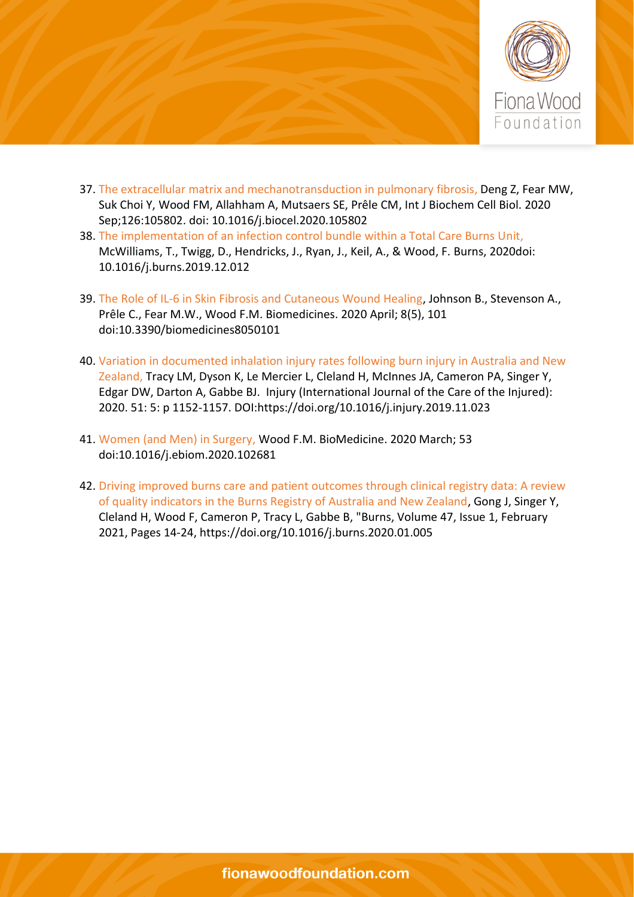37. The extracellular matrix and mechanotransduction in pulmonary fibrosis, Deng Z, Fear MW, Suk Choi Y, Wood FM, Allahham A, Mutsaers SE, Prêle CM, Int J Biochem Cell Biol. 2020 Sep;126:105802. doi: 10.1016/j.biocel.2020.105802
38. The implementation of an infection control bundle within a Total Care Burns Unit, McWilliams, T., Twigg, D., Hendricks, J., Ryan, J., Keil, A., & Wood, F. Burns, 2020doi: 10.1016/j.burns.2019.12.012
39. The Role of IL-6 in Skin Fibrosis and Cutaneous Wound Healing, Johnson B., Stevenson A., Prêle C., Fear M.W., Wood F.M. Biomedicines. 2020 April; 8(5), 101 doi:10.3390/biomedicines8050101
40. Variation in documented inhalation injury rates following burn injury in Australia and New Zealand, Tracy LM, Dyson K, Le Mercier L, Cleland H, McInnes JA, Cameron PA, Singer Y, Edgar DW, Darton A, Gabbe BJ. Injury (International Journal of the Care of the Injured): 2020. 51: 5: p 1152-1157. DOI:https://doi.org/10.1016/j.injury.2019.11.023
41. Women (and Men) in Surgery, Wood F.M. BioMedicine. 2020 March; 53 doi:10.1016/j.ebiom.2020.102681
42. Driving improved burns care and patient outcomes through clinical registry data: A review of quality indicators in the Burns Registry of Australia and New Zealand, Gong J, Singer Y, Cleland H, Wood F, Cameron P, Tracy L, Gabbe B, "Burns, Volume 47, Issue 1, February 2021, Pages 14-24, https://doi.org/10.1016/j.burns.2020.01.005